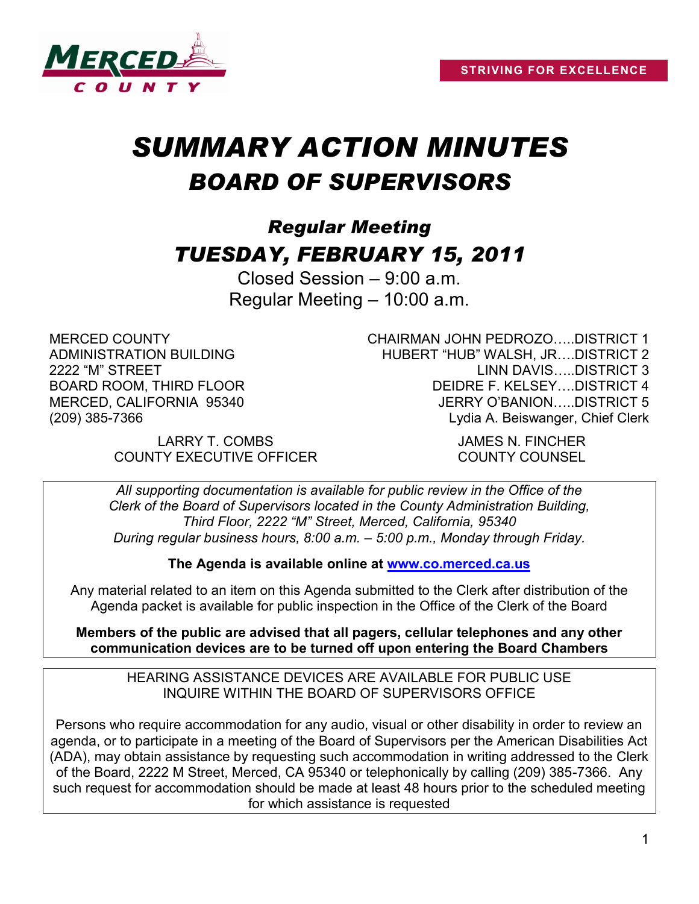STRIVING FOR EXCELLENCE

# *SUMMARY ACTION MINUTES*
# *BOARD OF SUPERVISORS*

## *Regular Meeting*
## *TUESDAY, FEBRUARY 15, 2011*

Closed Session – 9:00 a.m.
Regular Meeting – 10:00 a.m.

MERCED COUNTY
ADMINISTRATION BUILDING
2222 "M" STREET
BOARD ROOM, THIRD FLOOR
MERCED, CALIFORNIA 95340
(209) 385-7366

CHAIRMAN JOHN PEDROZO…..DISTRICT 1
HUBERT "HUB" WALSH, JR….DISTRICT 2
LINN DAVIS…..DISTRICT 3
DEIDRE F. KELSEY….DISTRICT 4
JERRY O'BANION…..DISTRICT 5
Lydia A. Beiswanger, Chief Clerk

LARRY T. COMBS
COUNTY EXECUTIVE OFFICER

JAMES N. FINCHER
COUNTY COUNSEL

*All supporting documentation is available for public review in the Office of the Clerk of the Board of Supervisors located in the County Administration Building, Third Floor, 2222 "M" Street, Merced, California, 95340 During regular business hours, 8:00 a.m. – 5:00 p.m., Monday through Friday.*

**The Agenda is available online at [www.co.merced.ca.us](http://www.co.merced.ca.us)**

Any material related to an item on this Agenda submitted to the Clerk after distribution of the Agenda packet is available for public inspection in the Office of the Clerk of the Board

**Members of the public are advised that all pagers, cellular telephones and any other communication devices are to be turned off upon entering the Board Chambers**

HEARING ASSISTANCE DEVICES ARE AVAILABLE FOR PUBLIC USE
INQUIRE WITHIN THE BOARD OF SUPERVISORS OFFICE

Persons who require accommodation for any audio, visual or other disability in order to review an agenda, or to participate in a meeting of the Board of Supervisors per the American Disabilities Act (ADA), may obtain assistance by requesting such accommodation in writing addressed to the Clerk of the Board, 2222 M Street, Merced, CA 95340 or telephonically by calling (209) 385-7366. Any such request for accommodation should be made at least 48 hours prior to the scheduled meeting for which assistance is requested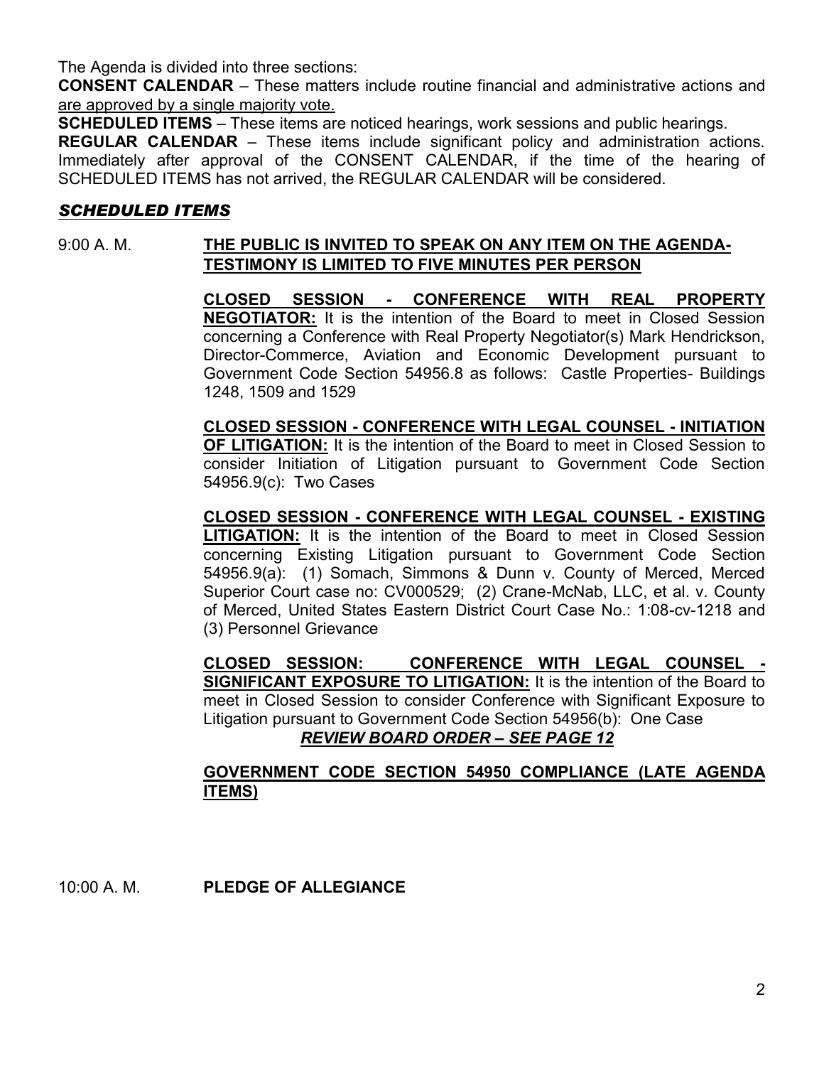The Agenda is divided into three sections:

**CONSENT CALENDAR** – These matters include routine financial and administrative actions and are approved by a single majority vote.

**SCHEDULED ITEMS** – These items are noticed hearings, work sessions and public hearings.

**REGULAR CALENDAR** – These items include significant policy and administration actions. Immediately after approval of the CONSENT CALENDAR, if the time of the hearing of SCHEDULED ITEMS has not arrived, the REGULAR CALENDAR will be considered.

## *SCHEDULED ITEMS*

9:00 A. M. **THE PUBLIC IS INVITED TO SPEAK ON ANY ITEM ON THE AGENDA-TESTIMONY IS LIMITED TO FIVE MINUTES PER PERSON**

**CLOSED SESSION - CONFERENCE WITH REAL PROPERTY NEGOTIATOR:** It is the intention of the Board to meet in Closed Session concerning a Conference with Real Property Negotiator(s) Mark Hendrickson, Director-Commerce, Aviation and Economic Development pursuant to Government Code Section 54956.8 as follows: Castle Properties- Buildings 1248, 1509 and 1529

**CLOSED SESSION - CONFERENCE WITH LEGAL COUNSEL - INITIATION OF LITIGATION:** It is the intention of the Board to meet in Closed Session to consider Initiation of Litigation pursuant to Government Code Section 54956.9(c): Two Cases

**CLOSED SESSION - CONFERENCE WITH LEGAL COUNSEL - EXISTING LITIGATION:** It is the intention of the Board to meet in Closed Session concerning Existing Litigation pursuant to Government Code Section 54956.9(a): (1) Somach, Simmons & Dunn v. County of Merced, Merced Superior Court case no: CV000529; (2) Crane-McNab, LLC, et al. v. County of Merced, United States Eastern District Court Case No.: 1:08-cv-1218 and (3) Personnel Grievance

**CLOSED SESSION: CONFERENCE WITH LEGAL COUNSEL - SIGNIFICANT EXPOSURE TO LITIGATION:** It is the intention of the Board to meet in Closed Session to consider Conference with Significant Exposure to Litigation pursuant to Government Code Section 54956(b): One Case

***REVIEW BOARD ORDER – SEE PAGE 12***

**GOVERNMENT CODE SECTION 54950 COMPLIANCE (LATE AGENDA ITEMS)**

10:00 A. M. **PLEDGE OF ALLEGIANCE**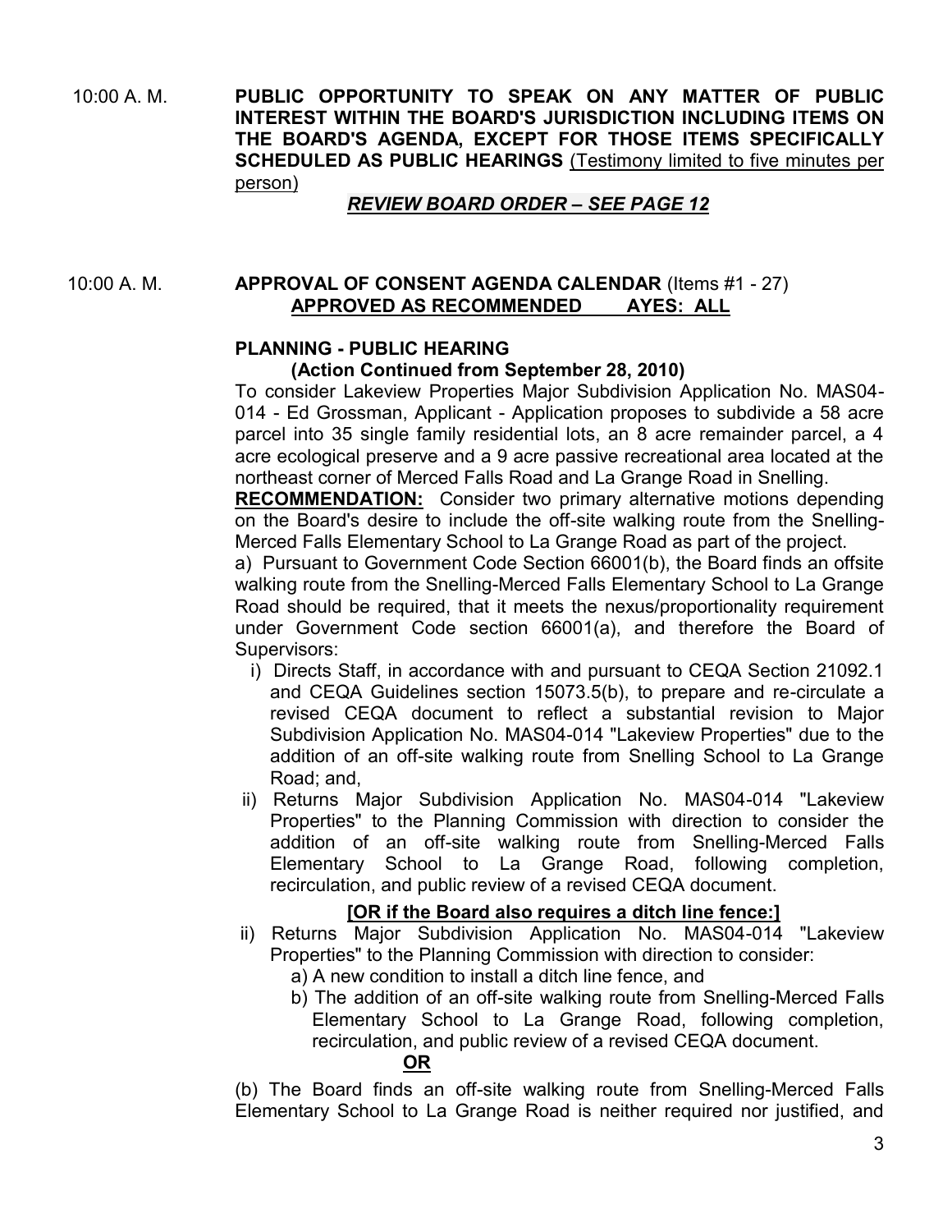10:00 A. M. **PUBLIC OPPORTUNITY TO SPEAK ON ANY MATTER OF PUBLIC INTEREST WITHIN THE BOARD'S JURISDICTION INCLUDING ITEMS ON THE BOARD'S AGENDA, EXCEPT FOR THOSE ITEMS SPECIFICALLY SCHEDULED AS PUBLIC HEARINGS** (Testimony limited to five minutes per person)

***REVIEW BOARD ORDER – SEE PAGE 12***

10:00 A. M. **APPROVAL OF CONSENT AGENDA CALENDAR** (Items #1 - 27)
**APPROVED AS RECOMMENDED AYES: ALL**

**PLANNING - PUBLIC HEARING**
**(Action Continued from September 28, 2010)**

To consider Lakeview Properties Major Subdivision Application No. MAS04-014 - Ed Grossman, Applicant - Application proposes to subdivide a 58 acre parcel into 35 single family residential lots, an 8 acre remainder parcel, a 4 acre ecological preserve and a 9 acre passive recreational area located at the northeast corner of Merced Falls Road and La Grange Road in Snelling.

**RECOMMENDATION:** Consider two primary alternative motions depending on the Board's desire to include the off-site walking route from the Snelling-Merced Falls Elementary School to La Grange Road as part of the project.

a) Pursuant to Government Code Section 66001(b), the Board finds an offsite walking route from the Snelling-Merced Falls Elementary School to La Grange Road should be required, that it meets the nexus/proportionality requirement under Government Code section 66001(a), and therefore the Board of Supervisors:

i) Directs Staff, in accordance with and pursuant to CEQA Section 21092.1 and CEQA Guidelines section 15073.5(b), to prepare and re-circulate a revised CEQA document to reflect a substantial revision to Major Subdivision Application No. MAS04-014 "Lakeview Properties" due to the addition of an off-site walking route from Snelling School to La Grange Road; and,

ii) Returns Major Subdivision Application No. MAS04-014 "Lakeview Properties" to the Planning Commission with direction to consider the addition of an off-site walking route from Snelling-Merced Falls Elementary School to La Grange Road, following completion, recirculation, and public review of a revised CEQA document.

**[OR if the Board also requires a ditch line fence:]**

ii) Returns Major Subdivision Application No. MAS04-014 "Lakeview Properties" to the Planning Commission with direction to consider:

a) A new condition to install a ditch line fence, and

b) The addition of an off-site walking route from Snelling-Merced Falls Elementary School to La Grange Road, following completion, recirculation, and public review of a revised CEQA document.

**OR**

(b) The Board finds an off-site walking route from Snelling-Merced Falls Elementary School to La Grange Road is neither required nor justified, and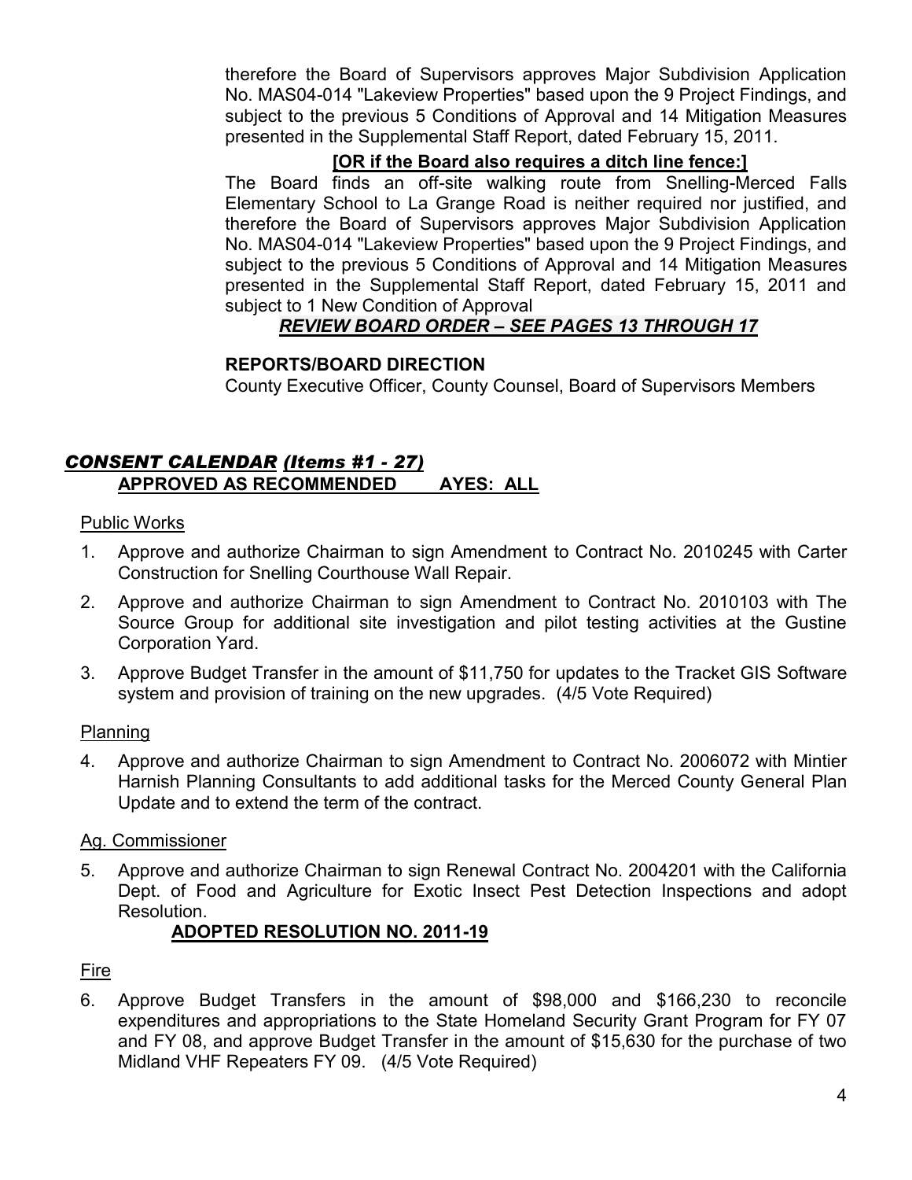therefore the Board of Supervisors approves Major Subdivision Application No. MAS04-014 "Lakeview Properties" based upon the 9 Project Findings, and subject to the previous 5 Conditions of Approval and 14 Mitigation Measures presented in the Supplemental Staff Report, dated February 15, 2011.

**[OR if the Board also requires a ditch line fence:]**

The Board finds an off-site walking route from Snelling-Merced Falls Elementary School to La Grange Road is neither required nor justified, and therefore the Board of Supervisors approves Major Subdivision Application No. MAS04-014 "Lakeview Properties" based upon the 9 Project Findings, and subject to the previous 5 Conditions of Approval and 14 Mitigation Measures presented in the Supplemental Staff Report, dated February 15, 2011 and subject to 1 New Condition of Approval

***REVIEW BOARD ORDER – SEE PAGES 13 THROUGH 17***

**REPORTS/BOARD DIRECTION**

County Executive Officer, County Counsel, Board of Supervisors Members

## *CONSENT CALENDAR (Items #1 - 27)*

**APPROVED AS RECOMMENDED AYES: ALL**

Public Works

1. Approve and authorize Chairman to sign Amendment to Contract No. 2010245 with Carter Construction for Snelling Courthouse Wall Repair.
2. Approve and authorize Chairman to sign Amendment to Contract No. 2010103 with The Source Group for additional site investigation and pilot testing activities at the Gustine Corporation Yard.
3. Approve Budget Transfer in the amount of $11,750 for updates to the Tracket GIS Software system and provision of training on the new upgrades. (4/5 Vote Required)

Planning

4. Approve and authorize Chairman to sign Amendment to Contract No. 2006072 with Mintier Harnish Planning Consultants to add additional tasks for the Merced County General Plan Update and to extend the term of the contract.

Ag. Commissioner

5. Approve and authorize Chairman to sign Renewal Contract No. 2004201 with the California Dept. of Food and Agriculture for Exotic Insect Pest Detection Inspections and adopt Resolution.

   **ADOPTED RESOLUTION NO. 2011-19**

Fire

6. Approve Budget Transfers in the amount of $98,000 and $166,230 to reconcile expenditures and appropriations to the State Homeland Security Grant Program for FY 07 and FY 08, and approve Budget Transfer in the amount of $15,630 for the purchase of two Midland VHF Repeaters FY 09. (4/5 Vote Required)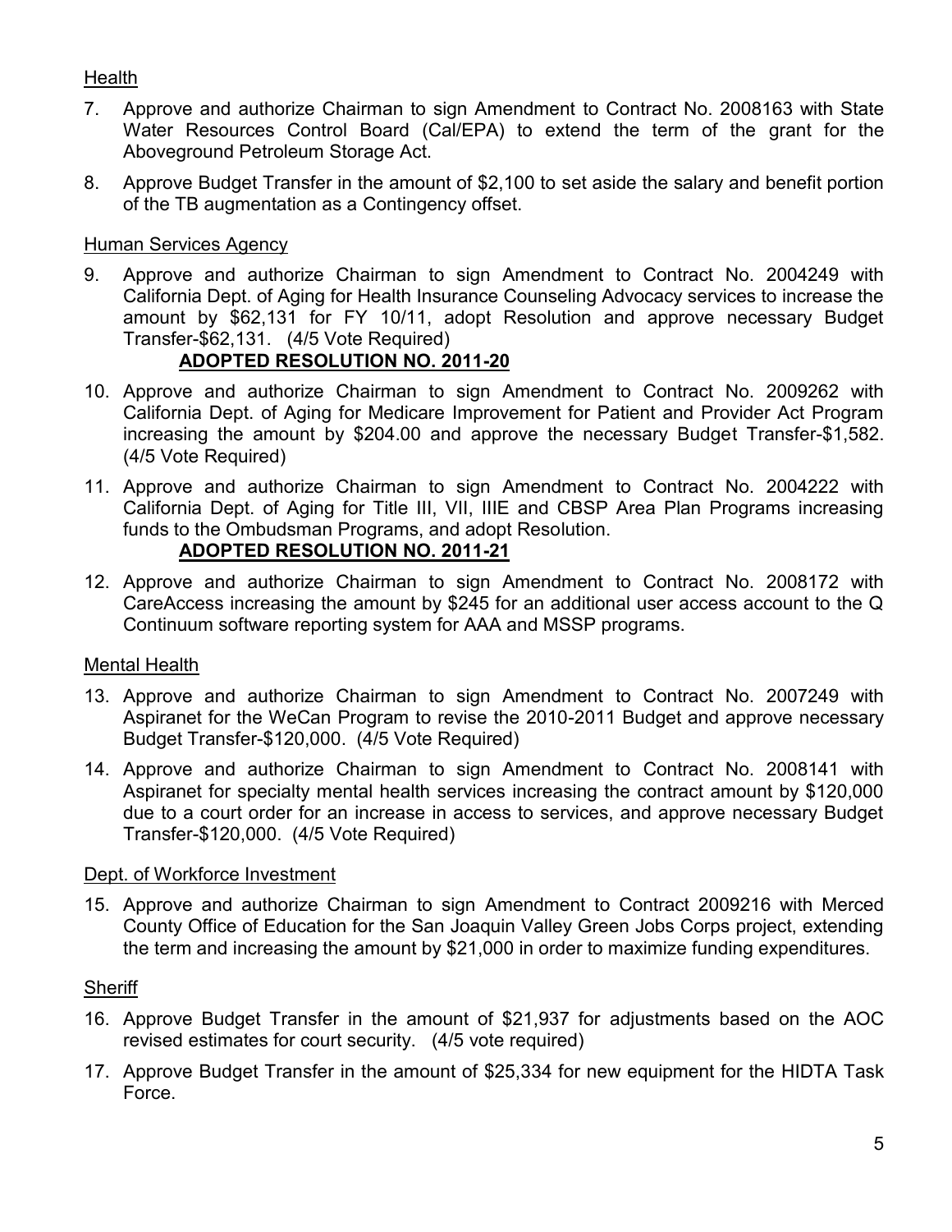Health

7. Approve and authorize Chairman to sign Amendment to Contract No. 2008163 with State Water Resources Control Board (Cal/EPA) to extend the term of the grant for the Aboveground Petroleum Storage Act.

8. Approve Budget Transfer in the amount of $2,100 to set aside the salary and benefit portion of the TB augmentation as a Contingency offset.

Human Services Agency

9. Approve and authorize Chairman to sign Amendment to Contract No. 2004249 with California Dept. of Aging for Health Insurance Counseling Advocacy services to increase the amount by $62,131 for FY 10/11, adopt Resolution and approve necessary Budget Transfer-$62,131. (4/5 Vote Required)

   **ADOPTED RESOLUTION NO. 2011-20**

10. Approve and authorize Chairman to sign Amendment to Contract No. 2009262 with California Dept. of Aging for Medicare Improvement for Patient and Provider Act Program increasing the amount by $204.00 and approve the necessary Budget Transfer-$1,582. (4/5 Vote Required)

11. Approve and authorize Chairman to sign Amendment to Contract No. 2004222 with California Dept. of Aging for Title III, VII, IIIE and CBSP Area Plan Programs increasing funds to the Ombudsman Programs, and adopt Resolution.

    **ADOPTED RESOLUTION NO. 2011-21**

12. Approve and authorize Chairman to sign Amendment to Contract No. 2008172 with CareAccess increasing the amount by $245 for an additional user access account to the Q Continuum software reporting system for AAA and MSSP programs.

Mental Health

13. Approve and authorize Chairman to sign Amendment to Contract No. 2007249 with Aspiranet for the WeCan Program to revise the 2010-2011 Budget and approve necessary Budget Transfer-$120,000. (4/5 Vote Required)

14. Approve and authorize Chairman to sign Amendment to Contract No. 2008141 with Aspiranet for specialty mental health services increasing the contract amount by $120,000 due to a court order for an increase in access to services, and approve necessary Budget Transfer-$120,000. (4/5 Vote Required)

Dept. of Workforce Investment

15. Approve and authorize Chairman to sign Amendment to Contract 2009216 with Merced County Office of Education for the San Joaquin Valley Green Jobs Corps project, extending the term and increasing the amount by $21,000 in order to maximize funding expenditures.

Sheriff

16. Approve Budget Transfer in the amount of $21,937 for adjustments based on the AOC revised estimates for court security. (4/5 vote required)

17. Approve Budget Transfer in the amount of $25,334 for new equipment for the HIDTA Task Force.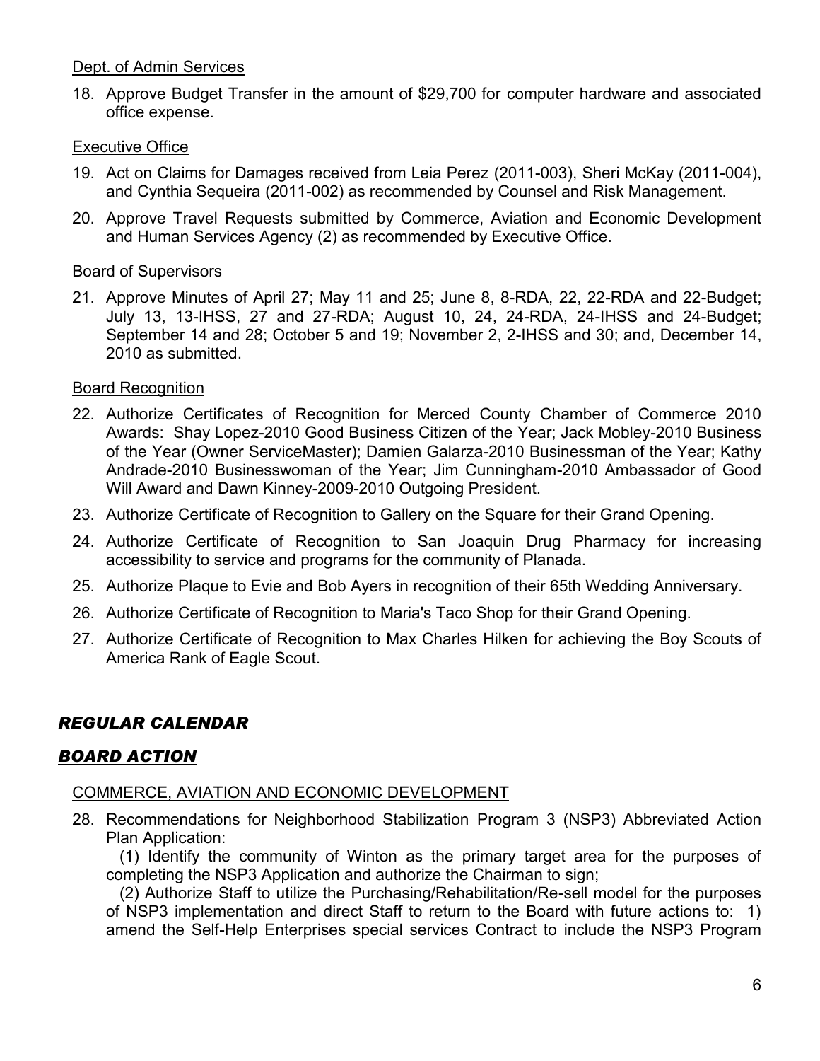Dept. of Admin Services

18. Approve Budget Transfer in the amount of $29,700 for computer hardware and associated office expense.

Executive Office

19. Act on Claims for Damages received from Leia Perez (2011-003), Sheri McKay (2011-004), and Cynthia Sequeira (2011-002) as recommended by Counsel and Risk Management.
20. Approve Travel Requests submitted by Commerce, Aviation and Economic Development and Human Services Agency (2) as recommended by Executive Office.

Board of Supervisors

21. Approve Minutes of April 27; May 11 and 25; June 8, 8-RDA, 22, 22-RDA and 22-Budget; July 13, 13-IHSS, 27 and 27-RDA; August 10, 24, 24-RDA, 24-IHSS and 24-Budget; September 14 and 28; October 5 and 19; November 2, 2-IHSS and 30; and, December 14, 2010 as submitted.

Board Recognition

22. Authorize Certificates of Recognition for Merced County Chamber of Commerce 2010 Awards: Shay Lopez-2010 Good Business Citizen of the Year; Jack Mobley-2010 Business of the Year (Owner ServiceMaster); Damien Galarza-2010 Businessman of the Year; Kathy Andrade-2010 Businesswoman of the Year; Jim Cunningham-2010 Ambassador of Good Will Award and Dawn Kinney-2009-2010 Outgoing President.
23. Authorize Certificate of Recognition to Gallery on the Square for their Grand Opening.
24. Authorize Certificate of Recognition to San Joaquin Drug Pharmacy for increasing accessibility to service and programs for the community of Planada.
25. Authorize Plaque to Evie and Bob Ayers in recognition of their 65th Wedding Anniversary.
26. Authorize Certificate of Recognition to Maria's Taco Shop for their Grand Opening.
27. Authorize Certificate of Recognition to Max Charles Hilken for achieving the Boy Scouts of America Rank of Eagle Scout.

## *REGULAR CALENDAR*

## *BOARD ACTION*

COMMERCE, AVIATION AND ECONOMIC DEVELOPMENT

28. Recommendations for Neighborhood Stabilization Program 3 (NSP3) Abbreviated Action Plan Application:

    (1) Identify the community of Winton as the primary target area for the purposes of completing the NSP3 Application and authorize the Chairman to sign;

    (2) Authorize Staff to utilize the Purchasing/Rehabilitation/Re-sell model for the purposes of NSP3 implementation and direct Staff to return to the Board with future actions to: 1) amend the Self-Help Enterprises special services Contract to include the NSP3 Program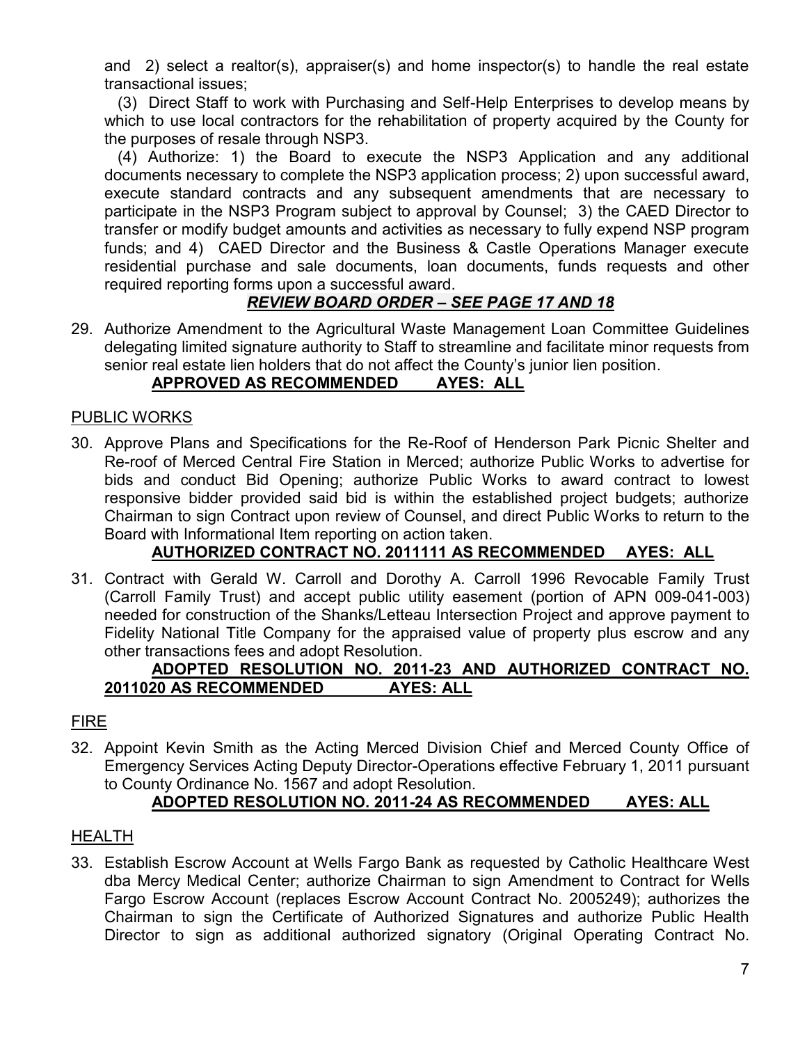and 2) select a realtor(s), appraiser(s) and home inspector(s) to handle the real estate transactional issues;

(3) Direct Staff to work with Purchasing and Self-Help Enterprises to develop means by which to use local contractors for the rehabilitation of property acquired by the County for the purposes of resale through NSP3.

(4) Authorize: 1) the Board to execute the NSP3 Application and any additional documents necessary to complete the NSP3 application process; 2) upon successful award, execute standard contracts and any subsequent amendments that are necessary to participate in the NSP3 Program subject to approval by Counsel; 3) the CAED Director to transfer or modify budget amounts and activities as necessary to fully expend NSP program funds; and 4) CAED Director and the Business & Castle Operations Manager execute residential purchase and sale documents, loan documents, funds requests and other required reporting forms upon a successful award.

***REVIEW BOARD ORDER – SEE PAGE 17 AND 18***

29. Authorize Amendment to the Agricultural Waste Management Loan Committee Guidelines delegating limited signature authority to Staff to streamline and facilitate minor requests from senior real estate lien holders that do not affect the County's junior lien position.

    **APPROVED AS RECOMMENDED AYES: ALL**

PUBLIC WORKS

30. Approve Plans and Specifications for the Re-Roof of Henderson Park Picnic Shelter and Re-roof of Merced Central Fire Station in Merced; authorize Public Works to advertise for bids and conduct Bid Opening; authorize Public Works to award contract to lowest responsive bidder provided said bid is within the established project budgets; authorize Chairman to sign Contract upon review of Counsel, and direct Public Works to return to the Board with Informational Item reporting on action taken.

    **AUTHORIZED CONTRACT NO. 2011111 AS RECOMMENDED AYES: ALL**

31. Contract with Gerald W. Carroll and Dorothy A. Carroll 1996 Revocable Family Trust (Carroll Family Trust) and accept public utility easement (portion of APN 009-041-003) needed for construction of the Shanks/Letteau Intersection Project and approve payment to Fidelity National Title Company for the appraised value of property plus escrow and any other transactions fees and adopt Resolution.

    **ADOPTED RESOLUTION NO. 2011-23 AND AUTHORIZED CONTRACT NO. 2011020 AS RECOMMENDED AYES: ALL**

FIRE

32. Appoint Kevin Smith as the Acting Merced Division Chief and Merced County Office of Emergency Services Acting Deputy Director-Operations effective February 1, 2011 pursuant to County Ordinance No. 1567 and adopt Resolution.

    **ADOPTED RESOLUTION NO. 2011-24 AS RECOMMENDED AYES: ALL**

HEALTH

33. Establish Escrow Account at Wells Fargo Bank as requested by Catholic Healthcare West dba Mercy Medical Center; authorize Chairman to sign Amendment to Contract for Wells Fargo Escrow Account (replaces Escrow Account Contract No. 2005249); authorizes the Chairman to sign the Certificate of Authorized Signatures and authorize Public Health Director to sign as additional authorized signatory (Original Operating Contract No.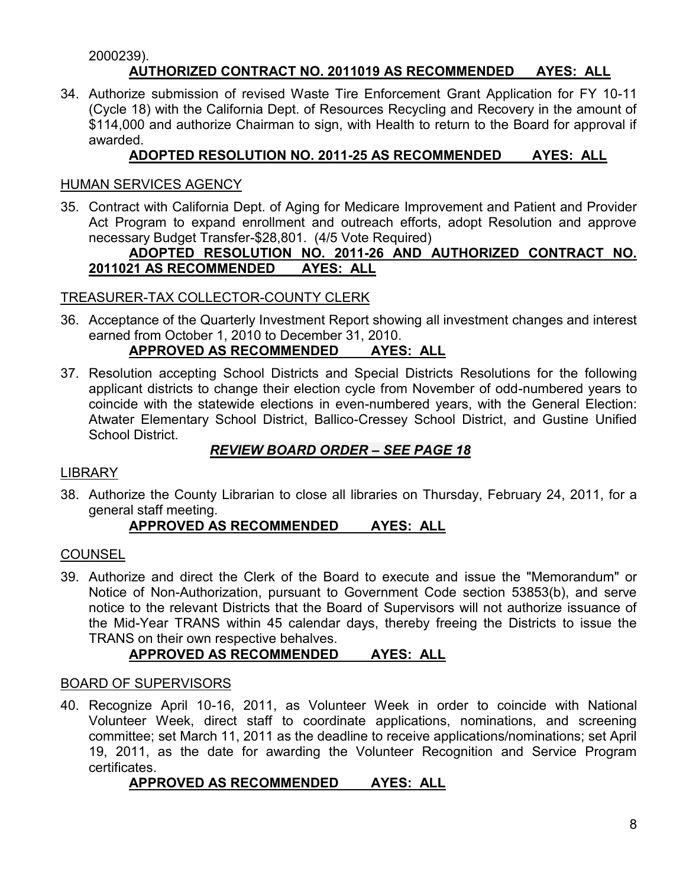2000239).

**AUTHORIZED CONTRACT NO. 2011019 AS RECOMMENDED AYES: ALL**

34. Authorize submission of revised Waste Tire Enforcement Grant Application for FY 10-11 (Cycle 18) with the California Dept. of Resources Recycling and Recovery in the amount of $114,000 and authorize Chairman to sign, with Health to return to the Board for approval if awarded.

    **ADOPTED RESOLUTION NO. 2011-25 AS RECOMMENDED AYES: ALL**

HUMAN SERVICES AGENCY

35. Contract with California Dept. of Aging for Medicare Improvement and Patient and Provider Act Program to expand enrollment and outreach efforts, adopt Resolution and approve necessary Budget Transfer-$28,801. (4/5 Vote Required)

    **ADOPTED RESOLUTION NO. 2011-26 AND AUTHORIZED CONTRACT NO. 2011021 AS RECOMMENDED AYES: ALL**

TREASURER-TAX COLLECTOR-COUNTY CLERK

36. Acceptance of the Quarterly Investment Report showing all investment changes and interest earned from October 1, 2010 to December 31, 2010.

    **APPROVED AS RECOMMENDED AYES: ALL**

37. Resolution accepting School Districts and Special Districts Resolutions for the following applicant districts to change their election cycle from November of odd-numbered years to coincide with the statewide elections in even-numbered years, with the General Election: Atwater Elementary School District, Ballico-Cressey School District, and Gustine Unified School District.

    ***REVIEW BOARD ORDER – SEE PAGE 18***

LIBRARY

38. Authorize the County Librarian to close all libraries on Thursday, February 24, 2011, for a general staff meeting.

    **APPROVED AS RECOMMENDED AYES: ALL**

COUNSEL

39. Authorize and direct the Clerk of the Board to execute and issue the "Memorandum" or Notice of Non-Authorization, pursuant to Government Code section 53853(b), and serve notice to the relevant Districts that the Board of Supervisors will not authorize issuance of the Mid-Year TRANS within 45 calendar days, thereby freeing the Districts to issue the TRANS on their own respective behalves.

    **APPROVED AS RECOMMENDED AYES: ALL**

BOARD OF SUPERVISORS

40. Recognize April 10-16, 2011, as Volunteer Week in order to coincide with National Volunteer Week, direct staff to coordinate applications, nominations, and screening committee; set March 11, 2011 as the deadline to receive applications/nominations; set April 19, 2011, as the date for awarding the Volunteer Recognition and Service Program certificates.

    **APPROVED AS RECOMMENDED AYES: ALL**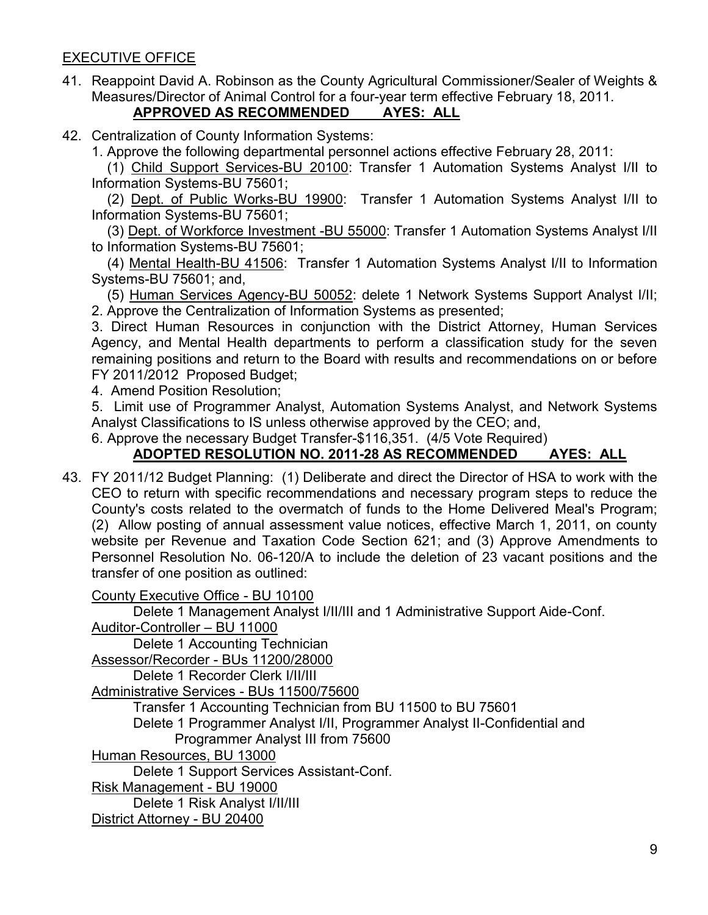EXECUTIVE OFFICE

41. Reappoint David A. Robinson as the County Agricultural Commissioner/Sealer of Weights & Measures/Director of Animal Control for a four-year term effective February 18, 2011.
**APPROVED AS RECOMMENDED AYES: ALL**

42. Centralization of County Information Systems:
1. Approve the following departmental personnel actions effective February 28, 2011:
(1) Child Support Services-BU 20100: Transfer 1 Automation Systems Analyst I/II to Information Systems-BU 75601;
(2) Dept. of Public Works-BU 19900: Transfer 1 Automation Systems Analyst I/II to Information Systems-BU 75601;
(3) Dept. of Workforce Investment -BU 55000: Transfer 1 Automation Systems Analyst I/II to Information Systems-BU 75601;
(4) Mental Health-BU 41506: Transfer 1 Automation Systems Analyst I/II to Information Systems-BU 75601; and,
(5) Human Services Agency-BU 50052: delete 1 Network Systems Support Analyst I/II;
2. Approve the Centralization of Information Systems as presented;
3. Direct Human Resources in conjunction with the District Attorney, Human Services Agency, and Mental Health departments to perform a classification study for the seven remaining positions and return to the Board with results and recommendations on or before FY 2011/2012 Proposed Budget;
4. Amend Position Resolution;
5. Limit use of Programmer Analyst, Automation Systems Analyst, and Network Systems Analyst Classifications to IS unless otherwise approved by the CEO; and,
6. Approve the necessary Budget Transfer-$116,351. (4/5 Vote Required)
**ADOPTED RESOLUTION NO. 2011-28 AS RECOMMENDED AYES: ALL**

43. FY 2011/12 Budget Planning: (1) Deliberate and direct the Director of HSA to work with the CEO to return with specific recommendations and necessary program steps to reduce the County's costs related to the overmatch of funds to the Home Delivered Meal's Program; (2) Allow posting of annual assessment value notices, effective March 1, 2011, on county website per Revenue and Taxation Code Section 621; and (3) Approve Amendments to Personnel Resolution No. 06-120/A to include the deletion of 23 vacant positions and the transfer of one position as outlined:

County Executive Office - BU 10100
Delete 1 Management Analyst I/II/III and 1 Administrative Support Aide-Conf.
Auditor-Controller – BU 11000
Delete 1 Accounting Technician
Assessor/Recorder - BUs 11200/28000
Delete 1 Recorder Clerk I/II/III
Administrative Services - BUs 11500/75600
Transfer 1 Accounting Technician from BU 11500 to BU 75601
Delete 1 Programmer Analyst I/II, Programmer Analyst II-Confidential and Programmer Analyst III from 75600
Human Resources, BU 13000
Delete 1 Support Services Assistant-Conf.
Risk Management - BU 19000
Delete 1 Risk Analyst I/II/III
District Attorney - BU 20400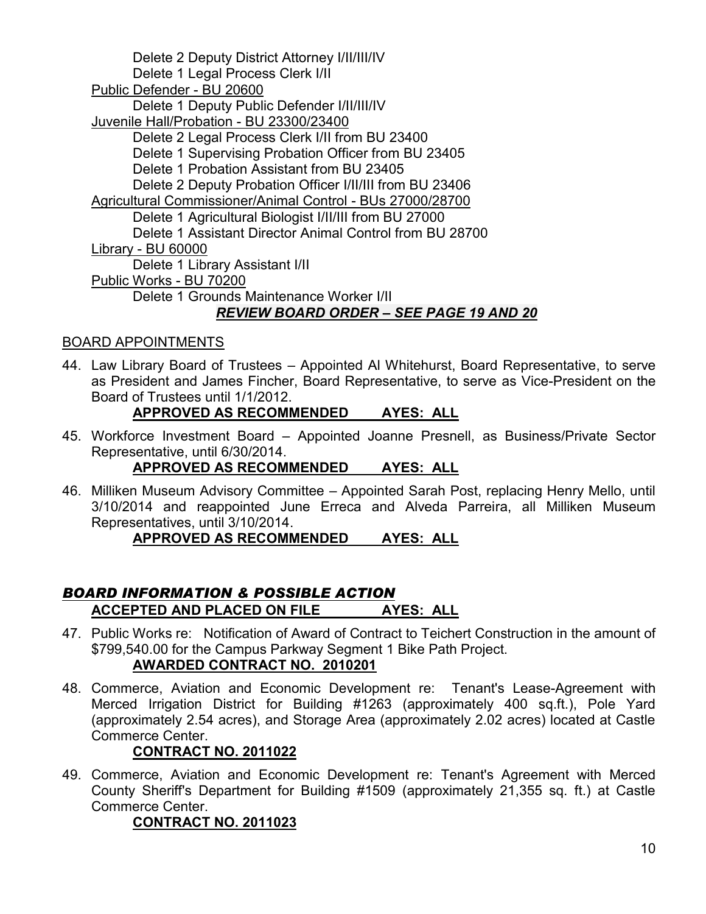Delete 2 Deputy District Attorney I/II/III/IV
Delete 1 Legal Process Clerk I/II

<u>Public Defender - BU 20600</u>
Delete 1 Deputy Public Defender I/II/III/IV

<u>Juvenile Hall/Probation - BU 23300/23400</u>
Delete 2 Legal Process Clerk I/II from BU 23400
Delete 1 Supervising Probation Officer from BU 23405
Delete 1 Probation Assistant from BU 23405
Delete 2 Deputy Probation Officer I/II/III from BU 23406

<u>Agricultural Commissioner/Animal Control - BUs 27000/28700</u>
Delete 1 Agricultural Biologist I/II/III from BU 27000
Delete 1 Assistant Director Animal Control from BU 28700

<u>Library - BU 60000</u>
Delete 1 Library Assistant I/II

<u>Public Works - BU 70200</u>
Delete 1 Grounds Maintenance Worker I/II

***<u>REVIEW BOARD ORDER – SEE PAGE 19 AND 20</u>***

<u>BOARD APPOINTMENTS</u>

44. Law Library Board of Trustees – Appointed Al Whitehurst, Board Representative, to serve as President and James Fincher, Board Representative, to serve as Vice-President on the Board of Trustees until 1/1/2012.
**<u>APPROVED AS RECOMMENDED AYES: ALL</u>**

45. Workforce Investment Board – Appointed Joanne Presnell, as Business/Private Sector Representative, until 6/30/2014.
**<u>APPROVED AS RECOMMENDED AYES: ALL</u>**

46. Milliken Museum Advisory Committee – Appointed Sarah Post, replacing Henry Mello, until 3/10/2014 and reappointed June Erreca and Alveda Parreira, all Milliken Museum Representatives, until 3/10/2014.
**<u>APPROVED AS RECOMMENDED AYES: ALL</u>**

## ***<u>BOARD INFORMATION & POSSIBLE ACTION</u>***

**<u>ACCEPTED AND PLACED ON FILE AYES: ALL</u>**

47. Public Works re: Notification of Award of Contract to Teichert Construction in the amount of $799,540.00 for the Campus Parkway Segment 1 Bike Path Project.
**<u>AWARDED CONTRACT NO. 2010201</u>**

48. Commerce, Aviation and Economic Development re: Tenant's Lease-Agreement with Merced Irrigation District for Building #1263 (approximately 400 sq.ft.), Pole Yard (approximately 2.54 acres), and Storage Area (approximately 2.02 acres) located at Castle Commerce Center.
**<u>CONTRACT NO. 2011022</u>**

49. Commerce, Aviation and Economic Development re: Tenant's Agreement with Merced County Sheriff's Department for Building #1509 (approximately 21,355 sq. ft.) at Castle Commerce Center.
**<u>CONTRACT NO. 2011023</u>**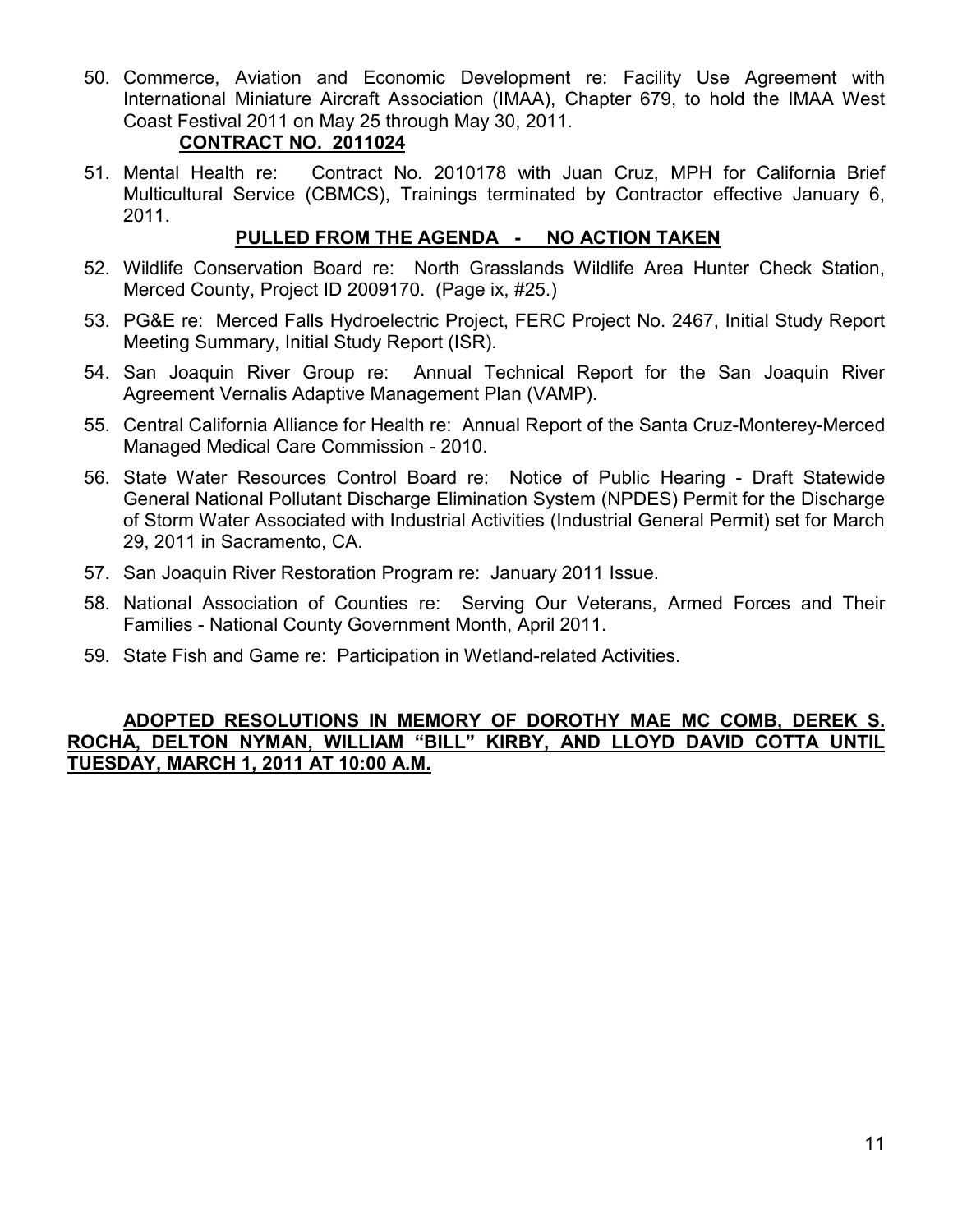50. Commerce, Aviation and Economic Development re: Facility Use Agreement with International Miniature Aircraft Association (IMAA), Chapter 679, to hold the IMAA West Coast Festival 2011 on May 25 through May 30, 2011.

    **CONTRACT NO. 2011024**

51. Mental Health re: Contract No. 2010178 with Juan Cruz, MPH for California Brief Multicultural Service (CBMCS), Trainings terminated by Contractor effective January 6, 2011.

    **PULLED FROM THE AGENDA - NO ACTION TAKEN**

52. Wildlife Conservation Board re: North Grasslands Wildlife Area Hunter Check Station, Merced County, Project ID 2009170. (Page ix, #25.)
53. PG&E re: Merced Falls Hydroelectric Project, FERC Project No. 2467, Initial Study Report Meeting Summary, Initial Study Report (ISR).
54. San Joaquin River Group re: Annual Technical Report for the San Joaquin River Agreement Vernalis Adaptive Management Plan (VAMP).
55. Central California Alliance for Health re: Annual Report of the Santa Cruz-Monterey-Merced Managed Medical Care Commission - 2010.
56. State Water Resources Control Board re: Notice of Public Hearing - Draft Statewide General National Pollutant Discharge Elimination System (NPDES) Permit for the Discharge of Storm Water Associated with Industrial Activities (Industrial General Permit) set for March 29, 2011 in Sacramento, CA.
57. San Joaquin River Restoration Program re: January 2011 Issue.
58. National Association of Counties re: Serving Our Veterans, Armed Forces and Their Families - National County Government Month, April 2011.
59. State Fish and Game re: Participation in Wetland-related Activities.

**ADOPTED RESOLUTIONS IN MEMORY OF DOROTHY MAE MC COMB, DEREK S. ROCHA, DELTON NYMAN, WILLIAM "BILL" KIRBY, AND LLOYD DAVID COTTA UNTIL TUESDAY, MARCH 1, 2011 AT 10:00 A.M.**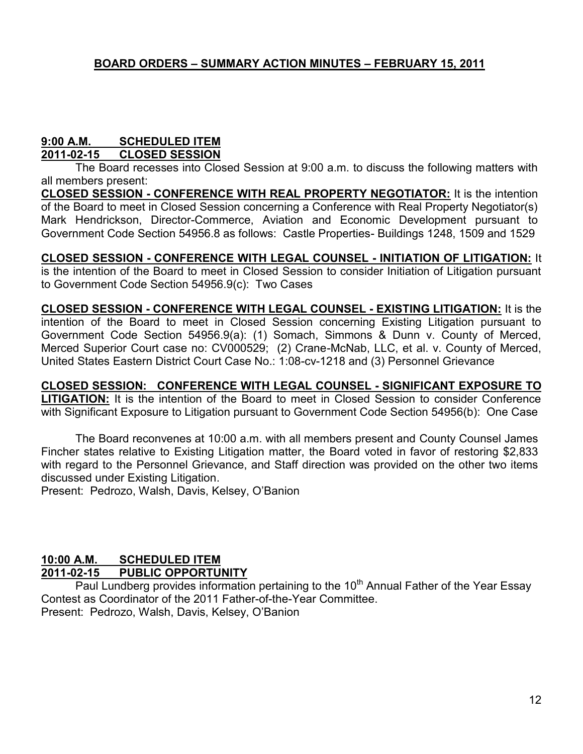## BOARD ORDERS – SUMMARY ACTION MINUTES – FEBRUARY 15, 2011

**9:00 A.M. SCHEDULED ITEM**
**2011-02-15 CLOSED SESSION**

The Board recesses into Closed Session at 9:00 a.m. to discuss the following matters with all members present:

**CLOSED SESSION - CONFERENCE WITH REAL PROPERTY NEGOTIATOR:** It is the intention of the Board to meet in Closed Session concerning a Conference with Real Property Negotiator(s) Mark Hendrickson, Director-Commerce, Aviation and Economic Development pursuant to Government Code Section 54956.8 as follows: Castle Properties- Buildings 1248, 1509 and 1529

**CLOSED SESSION - CONFERENCE WITH LEGAL COUNSEL - INITIATION OF LITIGATION:** It is the intention of the Board to meet in Closed Session to consider Initiation of Litigation pursuant to Government Code Section 54956.9(c): Two Cases

**CLOSED SESSION - CONFERENCE WITH LEGAL COUNSEL - EXISTING LITIGATION:** It is the intention of the Board to meet in Closed Session concerning Existing Litigation pursuant to Government Code Section 54956.9(a): (1) Somach, Simmons & Dunn v. County of Merced, Merced Superior Court case no: CV000529; (2) Crane-McNab, LLC, et al. v. County of Merced, United States Eastern District Court Case No.: 1:08-cv-1218 and (3) Personnel Grievance

**CLOSED SESSION: CONFERENCE WITH LEGAL COUNSEL - SIGNIFICANT EXPOSURE TO LITIGATION:** It is the intention of the Board to meet in Closed Session to consider Conference with Significant Exposure to Litigation pursuant to Government Code Section 54956(b): One Case

The Board reconvenes at 10:00 a.m. with all members present and County Counsel James Fincher states relative to Existing Litigation matter, the Board voted in favor of restoring $2,833 with regard to the Personnel Grievance, and Staff direction was provided on the other two items discussed under Existing Litigation.

Present: Pedrozo, Walsh, Davis, Kelsey, O'Banion

**10:00 A.M. SCHEDULED ITEM**
**2011-02-15 PUBLIC OPPORTUNITY**

Paul Lundberg provides information pertaining to the 10th Annual Father of the Year Essay Contest as Coordinator of the 2011 Father-of-the-Year Committee.

Present: Pedrozo, Walsh, Davis, Kelsey, O'Banion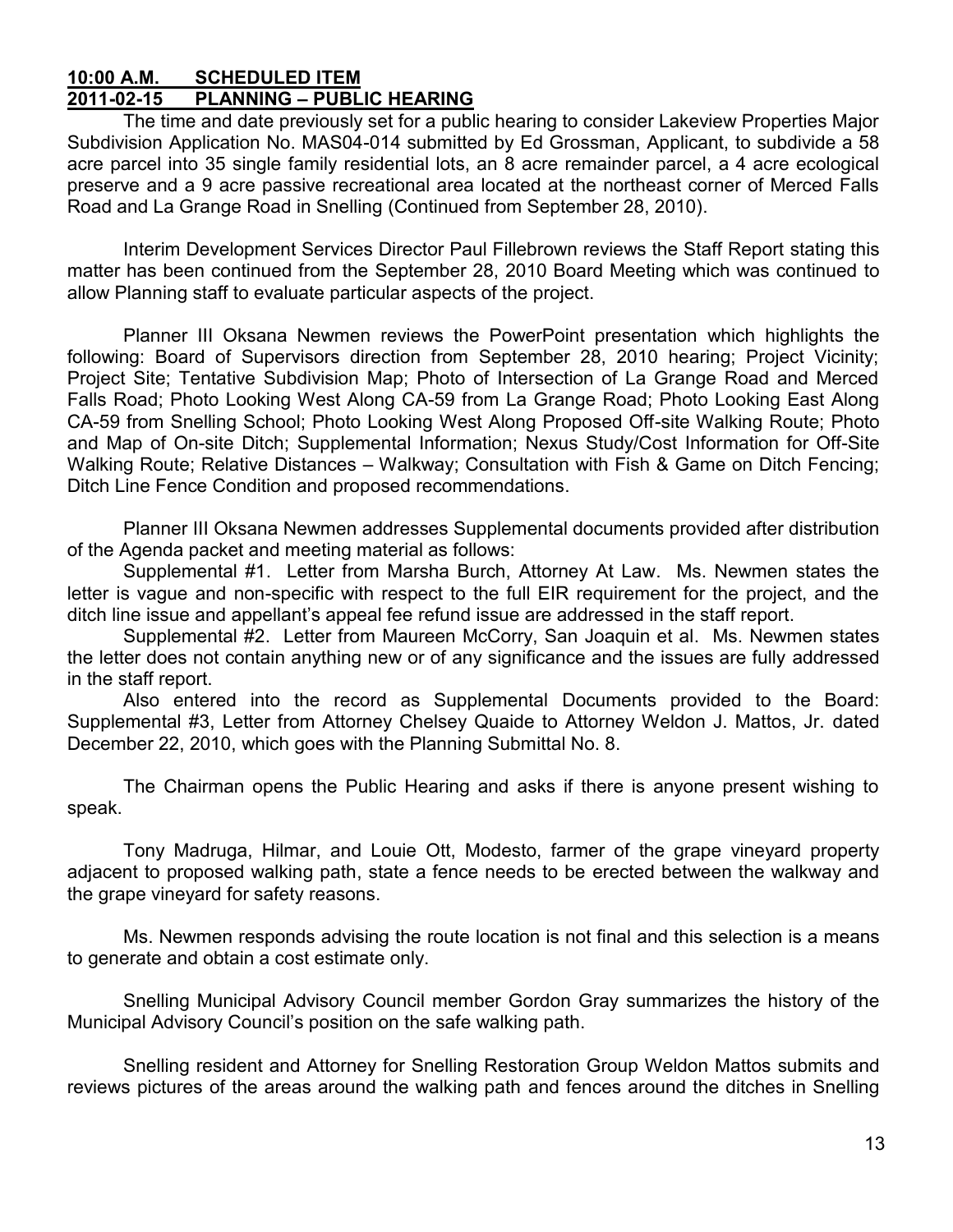## 10:00 A.M. SCHEDULED ITEM
## 2011-02-15 PLANNING – PUBLIC HEARING

The time and date previously set for a public hearing to consider Lakeview Properties Major Subdivision Application No. MAS04-014 submitted by Ed Grossman, Applicant, to subdivide a 58 acre parcel into 35 single family residential lots, an 8 acre remainder parcel, a 4 acre ecological preserve and a 9 acre passive recreational area located at the northeast corner of Merced Falls Road and La Grange Road in Snelling (Continued from September 28, 2010).

Interim Development Services Director Paul Fillebrown reviews the Staff Report stating this matter has been continued from the September 28, 2010 Board Meeting which was continued to allow Planning staff to evaluate particular aspects of the project.

Planner III Oksana Newmen reviews the PowerPoint presentation which highlights the following: Board of Supervisors direction from September 28, 2010 hearing; Project Vicinity; Project Site; Tentative Subdivision Map; Photo of Intersection of La Grange Road and Merced Falls Road; Photo Looking West Along CA-59 from La Grange Road; Photo Looking East Along CA-59 from Snelling School; Photo Looking West Along Proposed Off-site Walking Route; Photo and Map of On-site Ditch; Supplemental Information; Nexus Study/Cost Information for Off-Site Walking Route; Relative Distances – Walkway; Consultation with Fish & Game on Ditch Fencing; Ditch Line Fence Condition and proposed recommendations.

Planner III Oksana Newmen addresses Supplemental documents provided after distribution of the Agenda packet and meeting material as follows:

Supplemental #1. Letter from Marsha Burch, Attorney At Law. Ms. Newmen states the letter is vague and non-specific with respect to the full EIR requirement for the project, and the ditch line issue and appellant's appeal fee refund issue are addressed in the staff report.

Supplemental #2. Letter from Maureen McCorry, San Joaquin et al. Ms. Newmen states the letter does not contain anything new or of any significance and the issues are fully addressed in the staff report.

Also entered into the record as Supplemental Documents provided to the Board: Supplemental #3, Letter from Attorney Chelsey Quaide to Attorney Weldon J. Mattos, Jr. dated December 22, 2010, which goes with the Planning Submittal No. 8.

The Chairman opens the Public Hearing and asks if there is anyone present wishing to speak.

Tony Madruga, Hilmar, and Louie Ott, Modesto, farmer of the grape vineyard property adjacent to proposed walking path, state a fence needs to be erected between the walkway and the grape vineyard for safety reasons.

Ms. Newmen responds advising the route location is not final and this selection is a means to generate and obtain a cost estimate only.

Snelling Municipal Advisory Council member Gordon Gray summarizes the history of the Municipal Advisory Council's position on the safe walking path.

Snelling resident and Attorney for Snelling Restoration Group Weldon Mattos submits and reviews pictures of the areas around the walking path and fences around the ditches in Snelling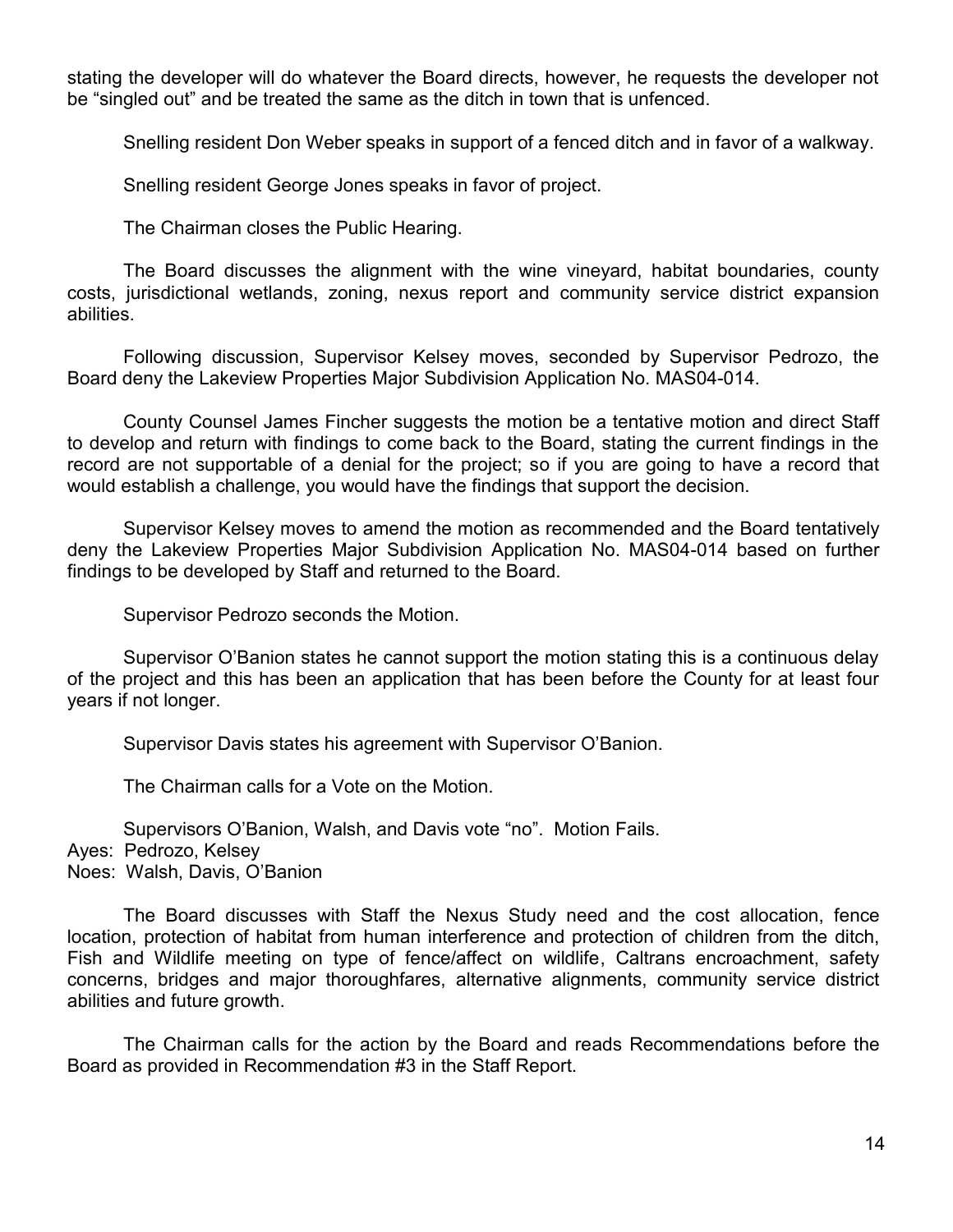stating the developer will do whatever the Board directs, however, he requests the developer not be "singled out" and be treated the same as the ditch in town that is unfenced.

Snelling resident Don Weber speaks in support of a fenced ditch and in favor of a walkway.

Snelling resident George Jones speaks in favor of project.

The Chairman closes the Public Hearing.

The Board discusses the alignment with the wine vineyard, habitat boundaries, county costs, jurisdictional wetlands, zoning, nexus report and community service district expansion abilities.

Following discussion, Supervisor Kelsey moves, seconded by Supervisor Pedrozo, the Board deny the Lakeview Properties Major Subdivision Application No. MAS04-014.

County Counsel James Fincher suggests the motion be a tentative motion and direct Staff to develop and return with findings to come back to the Board, stating the current findings in the record are not supportable of a denial for the project; so if you are going to have a record that would establish a challenge, you would have the findings that support the decision.

Supervisor Kelsey moves to amend the motion as recommended and the Board tentatively deny the Lakeview Properties Major Subdivision Application No. MAS04-014 based on further findings to be developed by Staff and returned to the Board.

Supervisor Pedrozo seconds the Motion.

Supervisor O'Banion states he cannot support the motion stating this is a continuous delay of the project and this has been an application that has been before the County for at least four years if not longer.

Supervisor Davis states his agreement with Supervisor O'Banion.

The Chairman calls for a Vote on the Motion.

Supervisors O'Banion, Walsh, and Davis vote "no". Motion Fails.
Ayes: Pedrozo, Kelsey
Noes: Walsh, Davis, O'Banion

The Board discusses with Staff the Nexus Study need and the cost allocation, fence location, protection of habitat from human interference and protection of children from the ditch, Fish and Wildlife meeting on type of fence/affect on wildlife, Caltrans encroachment, safety concerns, bridges and major thoroughfares, alternative alignments, community service district abilities and future growth.

The Chairman calls for the action by the Board and reads Recommendations before the Board as provided in Recommendation #3 in the Staff Report.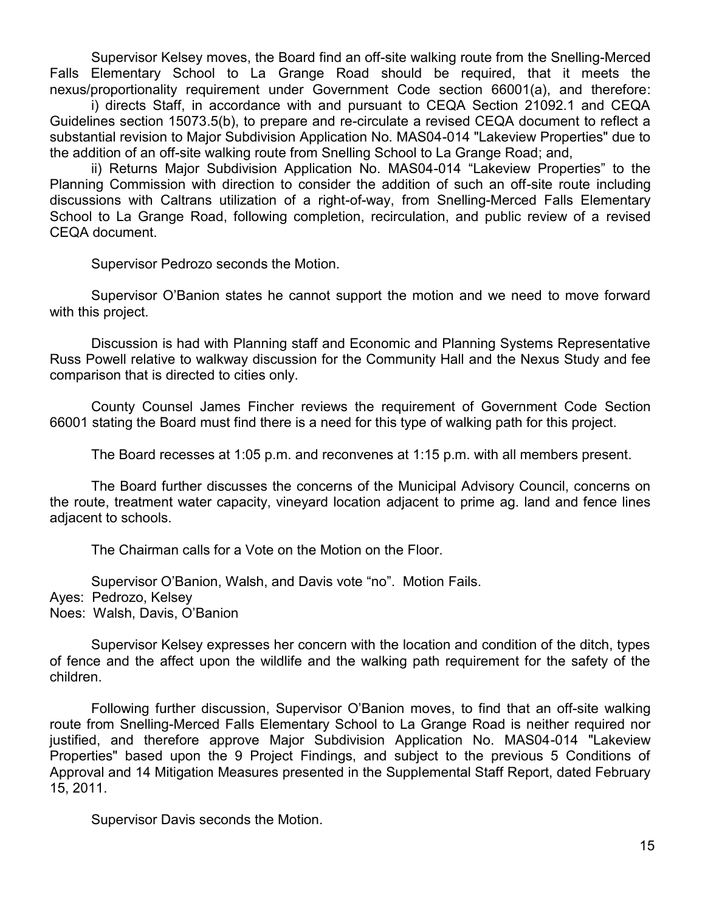Supervisor Kelsey moves, the Board find an off-site walking route from the Snelling-Merced Falls Elementary School to La Grange Road should be required, that it meets the nexus/proportionality requirement under Government Code section 66001(a), and therefore:

i) directs Staff, in accordance with and pursuant to CEQA Section 21092.1 and CEQA Guidelines section 15073.5(b), to prepare and re-circulate a revised CEQA document to reflect a substantial revision to Major Subdivision Application No. MAS04-014 "Lakeview Properties" due to the addition of an off-site walking route from Snelling School to La Grange Road; and,

ii) Returns Major Subdivision Application No. MAS04-014 "Lakeview Properties" to the Planning Commission with direction to consider the addition of such an off-site route including discussions with Caltrans utilization of a right-of-way, from Snelling-Merced Falls Elementary School to La Grange Road, following completion, recirculation, and public review of a revised CEQA document.

Supervisor Pedrozo seconds the Motion.

Supervisor O'Banion states he cannot support the motion and we need to move forward with this project.

Discussion is had with Planning staff and Economic and Planning Systems Representative Russ Powell relative to walkway discussion for the Community Hall and the Nexus Study and fee comparison that is directed to cities only.

County Counsel James Fincher reviews the requirement of Government Code Section 66001 stating the Board must find there is a need for this type of walking path for this project.

The Board recesses at 1:05 p.m. and reconvenes at 1:15 p.m. with all members present.

The Board further discusses the concerns of the Municipal Advisory Council, concerns on the route, treatment water capacity, vineyard location adjacent to prime ag. land and fence lines adjacent to schools.

The Chairman calls for a Vote on the Motion on the Floor.

Supervisor O'Banion, Walsh, and Davis vote "no". Motion Fails.
Ayes: Pedrozo, Kelsey
Noes: Walsh, Davis, O'Banion

Supervisor Kelsey expresses her concern with the location and condition of the ditch, types of fence and the affect upon the wildlife and the walking path requirement for the safety of the children.

Following further discussion, Supervisor O'Banion moves, to find that an off-site walking route from Snelling-Merced Falls Elementary School to La Grange Road is neither required nor justified, and therefore approve Major Subdivision Application No. MAS04-014 "Lakeview Properties" based upon the 9 Project Findings, and subject to the previous 5 Conditions of Approval and 14 Mitigation Measures presented in the Supplemental Staff Report, dated February 15, 2011.

Supervisor Davis seconds the Motion.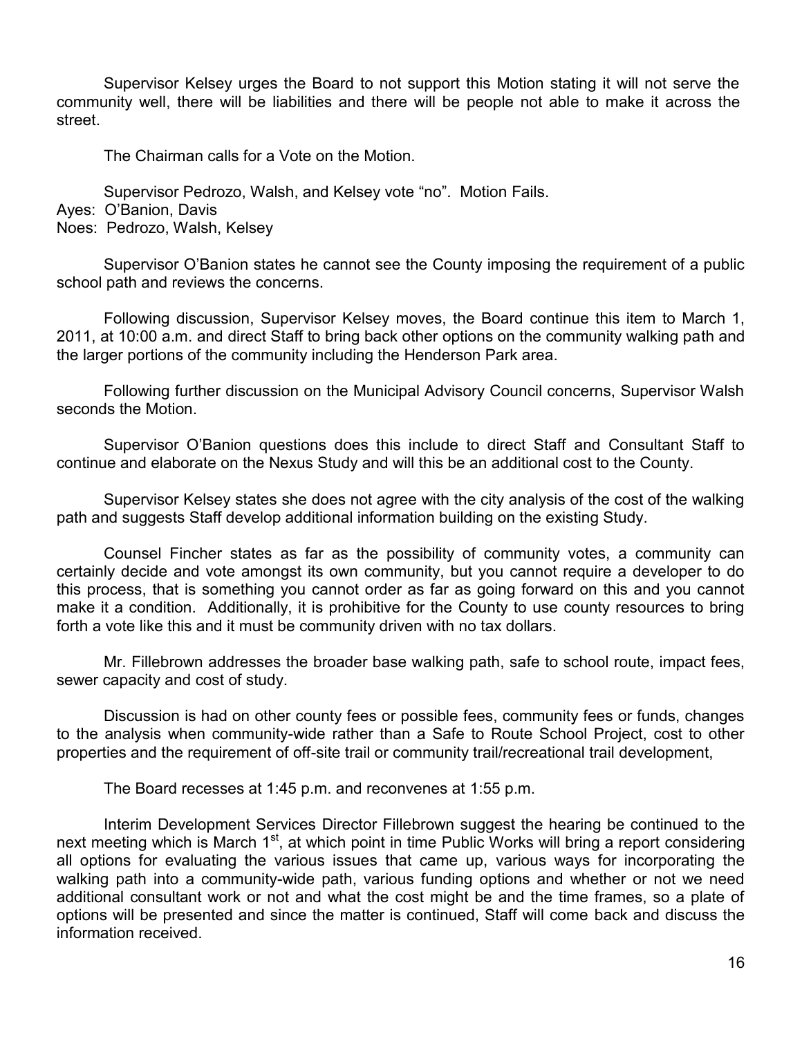Supervisor Kelsey urges the Board to not support this Motion stating it will not serve the community well, there will be liabilities and there will be people not able to make it across the street.

The Chairman calls for a Vote on the Motion.

Supervisor Pedrozo, Walsh, and Kelsey vote "no". Motion Fails.
Ayes: O'Banion, Davis
Noes: Pedrozo, Walsh, Kelsey

Supervisor O'Banion states he cannot see the County imposing the requirement of a public school path and reviews the concerns.

Following discussion, Supervisor Kelsey moves, the Board continue this item to March 1, 2011, at 10:00 a.m. and direct Staff to bring back other options on the community walking path and the larger portions of the community including the Henderson Park area.

Following further discussion on the Municipal Advisory Council concerns, Supervisor Walsh seconds the Motion.

Supervisor O'Banion questions does this include to direct Staff and Consultant Staff to continue and elaborate on the Nexus Study and will this be an additional cost to the County.

Supervisor Kelsey states she does not agree with the city analysis of the cost of the walking path and suggests Staff develop additional information building on the existing Study.

Counsel Fincher states as far as the possibility of community votes, a community can certainly decide and vote amongst its own community, but you cannot require a developer to do this process, that is something you cannot order as far as going forward on this and you cannot make it a condition. Additionally, it is prohibitive for the County to use county resources to bring forth a vote like this and it must be community driven with no tax dollars.

Mr. Fillebrown addresses the broader base walking path, safe to school route, impact fees, sewer capacity and cost of study.

Discussion is had on other county fees or possible fees, community fees or funds, changes to the analysis when community-wide rather than a Safe to Route School Project, cost to other properties and the requirement of off-site trail or community trail/recreational trail development,

The Board recesses at 1:45 p.m. and reconvenes at 1:55 p.m.

Interim Development Services Director Fillebrown suggest the hearing be continued to the next meeting which is March 1st, at which point in time Public Works will bring a report considering all options for evaluating the various issues that came up, various ways for incorporating the walking path into a community-wide path, various funding options and whether or not we need additional consultant work or not and what the cost might be and the time frames, so a plate of options will be presented and since the matter is continued, Staff will come back and discuss the information received.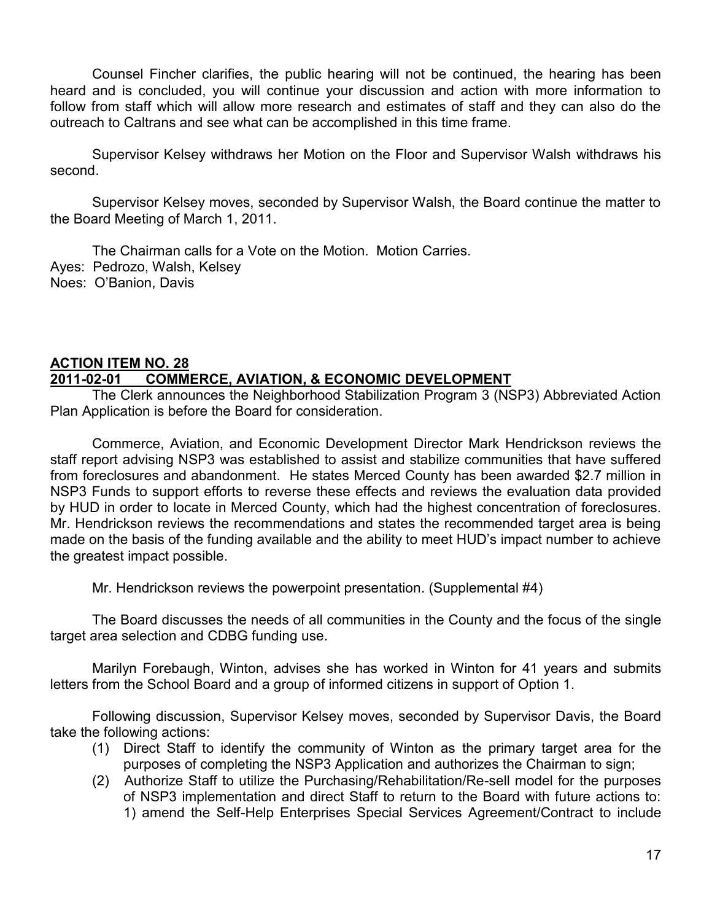Counsel Fincher clarifies, the public hearing will not be continued, the hearing has been heard and is concluded, you will continue your discussion and action with more information to follow from staff which will allow more research and estimates of staff and they can also do the outreach to Caltrans and see what can be accomplished in this time frame.

Supervisor Kelsey withdraws her Motion on the Floor and Supervisor Walsh withdraws his second.

Supervisor Kelsey moves, seconded by Supervisor Walsh, the Board continue the matter to the Board Meeting of March 1, 2011.

The Chairman calls for a Vote on the Motion. Motion Carries.
Ayes: Pedrozo, Walsh, Kelsey
Noes: O'Banion, Davis

**ACTION ITEM NO. 28**
**2011-02-01 COMMERCE, AVIATION, & ECONOMIC DEVELOPMENT**

The Clerk announces the Neighborhood Stabilization Program 3 (NSP3) Abbreviated Action Plan Application is before the Board for consideration.

Commerce, Aviation, and Economic Development Director Mark Hendrickson reviews the staff report advising NSP3 was established to assist and stabilize communities that have suffered from foreclosures and abandonment. He states Merced County has been awarded $2.7 million in NSP3 Funds to support efforts to reverse these effects and reviews the evaluation data provided by HUD in order to locate in Merced County, which had the highest concentration of foreclosures. Mr. Hendrickson reviews the recommendations and states the recommended target area is being made on the basis of the funding available and the ability to meet HUD's impact number to achieve the greatest impact possible.

Mr. Hendrickson reviews the powerpoint presentation. (Supplemental #4)

The Board discusses the needs of all communities in the County and the focus of the single target area selection and CDBG funding use.

Marilyn Forebaugh, Winton, advises she has worked in Winton for 41 years and submits letters from the School Board and a group of informed citizens in support of Option 1.

Following discussion, Supervisor Kelsey moves, seconded by Supervisor Davis, the Board take the following actions:

(1) Direct Staff to identify the community of Winton as the primary target area for the purposes of completing the NSP3 Application and authorizes the Chairman to sign;
(2) Authorize Staff to utilize the Purchasing/Rehabilitation/Re-sell model for the purposes of NSP3 implementation and direct Staff to return to the Board with future actions to: 1) amend the Self-Help Enterprises Special Services Agreement/Contract to include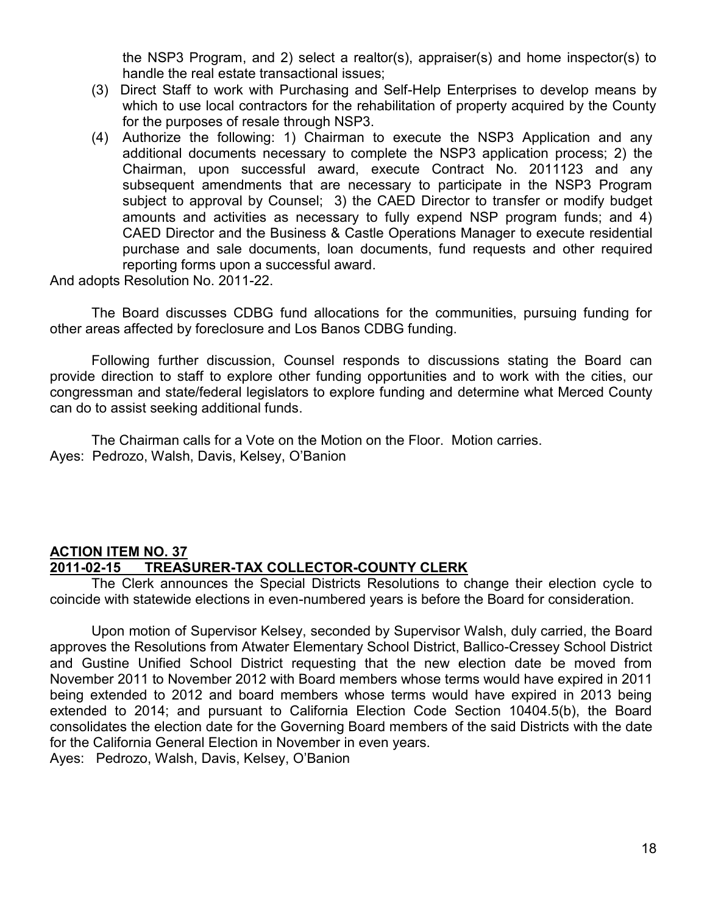the NSP3 Program, and 2) select a realtor(s), appraiser(s) and home inspector(s) to handle the real estate transactional issues;

(3) Direct Staff to work with Purchasing and Self-Help Enterprises to develop means by which to use local contractors for the rehabilitation of property acquired by the County for the purposes of resale through NSP3.

(4) Authorize the following: 1) Chairman to execute the NSP3 Application and any additional documents necessary to complete the NSP3 application process; 2) the Chairman, upon successful award, execute Contract No. 2011123 and any subsequent amendments that are necessary to participate in the NSP3 Program subject to approval by Counsel; 3) the CAED Director to transfer or modify budget amounts and activities as necessary to fully expend NSP program funds; and 4) CAED Director and the Business & Castle Operations Manager to execute residential purchase and sale documents, loan documents, fund requests and other required reporting forms upon a successful award.

And adopts Resolution No. 2011-22.

The Board discusses CDBG fund allocations for the communities, pursuing funding for other areas affected by foreclosure and Los Banos CDBG funding.

Following further discussion, Counsel responds to discussions stating the Board can provide direction to staff to explore other funding opportunities and to work with the cities, our congressman and state/federal legislators to explore funding and determine what Merced County can do to assist seeking additional funds.

The Chairman calls for a Vote on the Motion on the Floor. Motion carries.
Ayes: Pedrozo, Walsh, Davis, Kelsey, O'Banion

**ACTION ITEM NO. 37**
**2011-02-15 TREASURER-TAX COLLECTOR-COUNTY CLERK**

The Clerk announces the Special Districts Resolutions to change their election cycle to coincide with statewide elections in even-numbered years is before the Board for consideration.

Upon motion of Supervisor Kelsey, seconded by Supervisor Walsh, duly carried, the Board approves the Resolutions from Atwater Elementary School District, Ballico-Cressey School District and Gustine Unified School District requesting that the new election date be moved from November 2011 to November 2012 with Board members whose terms would have expired in 2011 being extended to 2012 and board members whose terms would have expired in 2013 being extended to 2014; and pursuant to California Election Code Section 10404.5(b), the Board consolidates the election date for the Governing Board members of the said Districts with the date for the California General Election in November in even years.
Ayes: Pedrozo, Walsh, Davis, Kelsey, O'Banion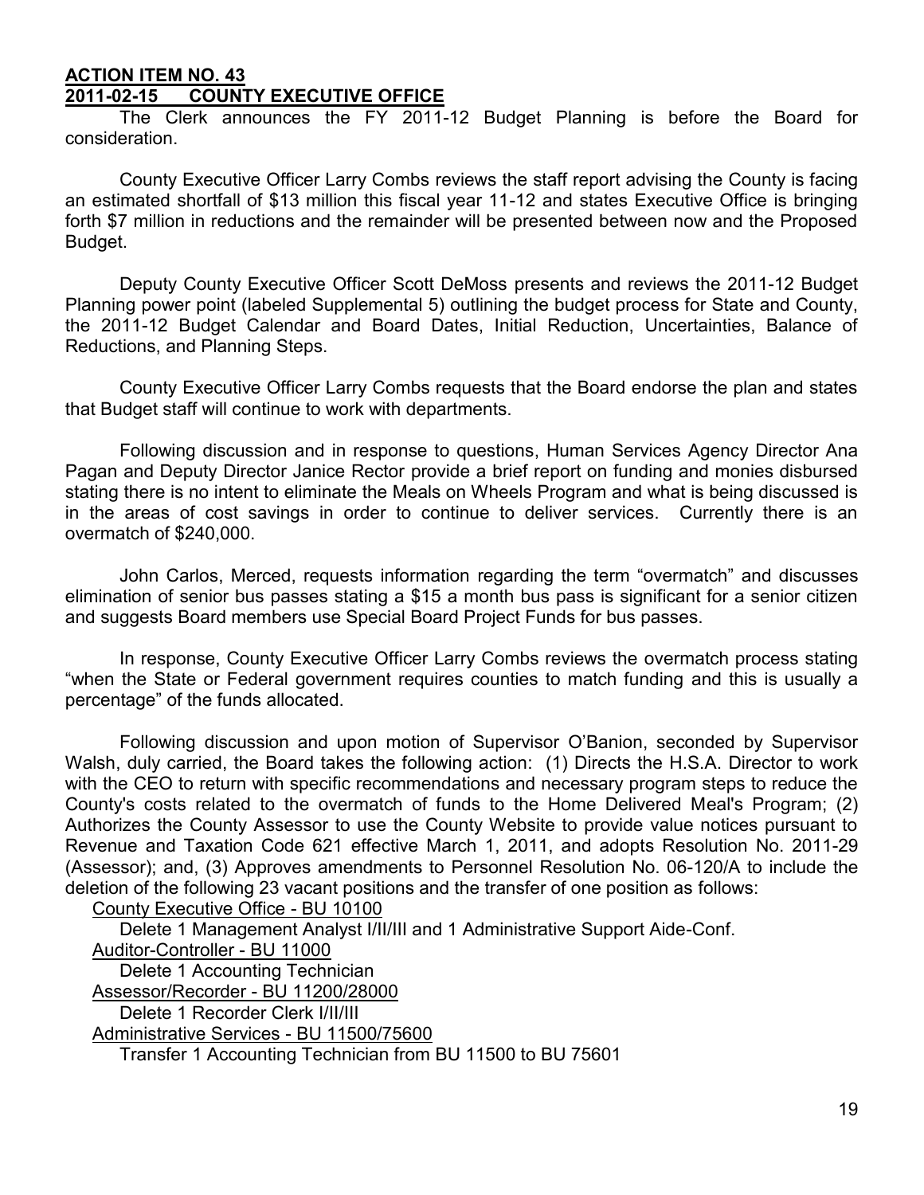**ACTION ITEM NO. 43**
**2011-02-15 COUNTY EXECUTIVE OFFICE**

The Clerk announces the FY 2011-12 Budget Planning is before the Board for consideration.

County Executive Officer Larry Combs reviews the staff report advising the County is facing an estimated shortfall of $13 million this fiscal year 11-12 and states Executive Office is bringing forth $7 million in reductions and the remainder will be presented between now and the Proposed Budget.

Deputy County Executive Officer Scott DeMoss presents and reviews the 2011-12 Budget Planning power point (labeled Supplemental 5) outlining the budget process for State and County, the 2011-12 Budget Calendar and Board Dates, Initial Reduction, Uncertainties, Balance of Reductions, and Planning Steps.

County Executive Officer Larry Combs requests that the Board endorse the plan and states that Budget staff will continue to work with departments.

Following discussion and in response to questions, Human Services Agency Director Ana Pagan and Deputy Director Janice Rector provide a brief report on funding and monies disbursed stating there is no intent to eliminate the Meals on Wheels Program and what is being discussed is in the areas of cost savings in order to continue to deliver services. Currently there is an overmatch of $240,000.

John Carlos, Merced, requests information regarding the term "overmatch" and discusses elimination of senior bus passes stating a $15 a month bus pass is significant for a senior citizen and suggests Board members use Special Board Project Funds for bus passes.

In response, County Executive Officer Larry Combs reviews the overmatch process stating "when the State or Federal government requires counties to match funding and this is usually a percentage" of the funds allocated.

Following discussion and upon motion of Supervisor O'Banion, seconded by Supervisor Walsh, duly carried, the Board takes the following action: (1) Directs the H.S.A. Director to work with the CEO to return with specific recommendations and necessary program steps to reduce the County's costs related to the overmatch of funds to the Home Delivered Meal's Program; (2) Authorizes the County Assessor to use the County Website to provide value notices pursuant to Revenue and Taxation Code 621 effective March 1, 2011, and adopts Resolution No. 2011-29 (Assessor); and, (3) Approves amendments to Personnel Resolution No. 06-120/A to include the deletion of the following 23 vacant positions and the transfer of one position as follows:

County Executive Office - BU 10100
Delete 1 Management Analyst I/II/III and 1 Administrative Support Aide-Conf.

Auditor-Controller - BU 11000
Delete 1 Accounting Technician

Assessor/Recorder - BU 11200/28000
Delete 1 Recorder Clerk I/II/III

Administrative Services - BU 11500/75600
Transfer 1 Accounting Technician from BU 11500 to BU 75601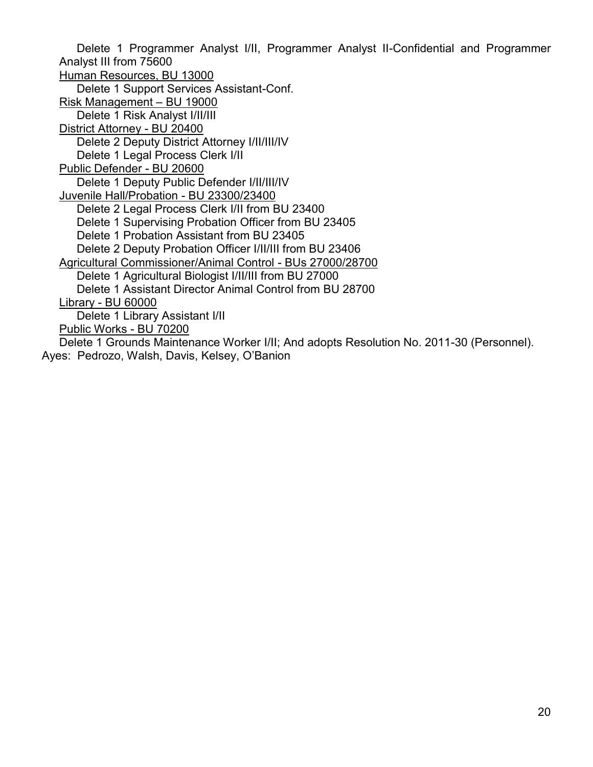Delete 1 Programmer Analyst I/II, Programmer Analyst II-Confidential and Programmer Analyst III from 75600

<u>Human Resources, BU 13000</u>

Delete 1 Support Services Assistant-Conf.

<u>Risk Management – BU 19000</u>

Delete 1 Risk Analyst I/II/III

<u>District Attorney - BU 20400</u>

Delete 2 Deputy District Attorney I/II/III/IV

Delete 1 Legal Process Clerk I/II

<u>Public Defender - BU 20600</u>

Delete 1 Deputy Public Defender I/II/III/IV

<u>Juvenile Hall/Probation - BU 23300/23400</u>

Delete 2 Legal Process Clerk I/II from BU 23400

Delete 1 Supervising Probation Officer from BU 23405

Delete 1 Probation Assistant from BU 23405

Delete 2 Deputy Probation Officer I/II/III from BU 23406

<u>Agricultural Commissioner/Animal Control - BUs 27000/28700</u>

Delete 1 Agricultural Biologist I/II/III from BU 27000

Delete 1 Assistant Director Animal Control from BU 28700

<u>Library - BU 60000</u>

Delete 1 Library Assistant I/II

<u>Public Works - BU 70200</u>

Delete 1 Grounds Maintenance Worker I/II; And adopts Resolution No. 2011-30 (Personnel).

Ayes: Pedrozo, Walsh, Davis, Kelsey, O'Banion